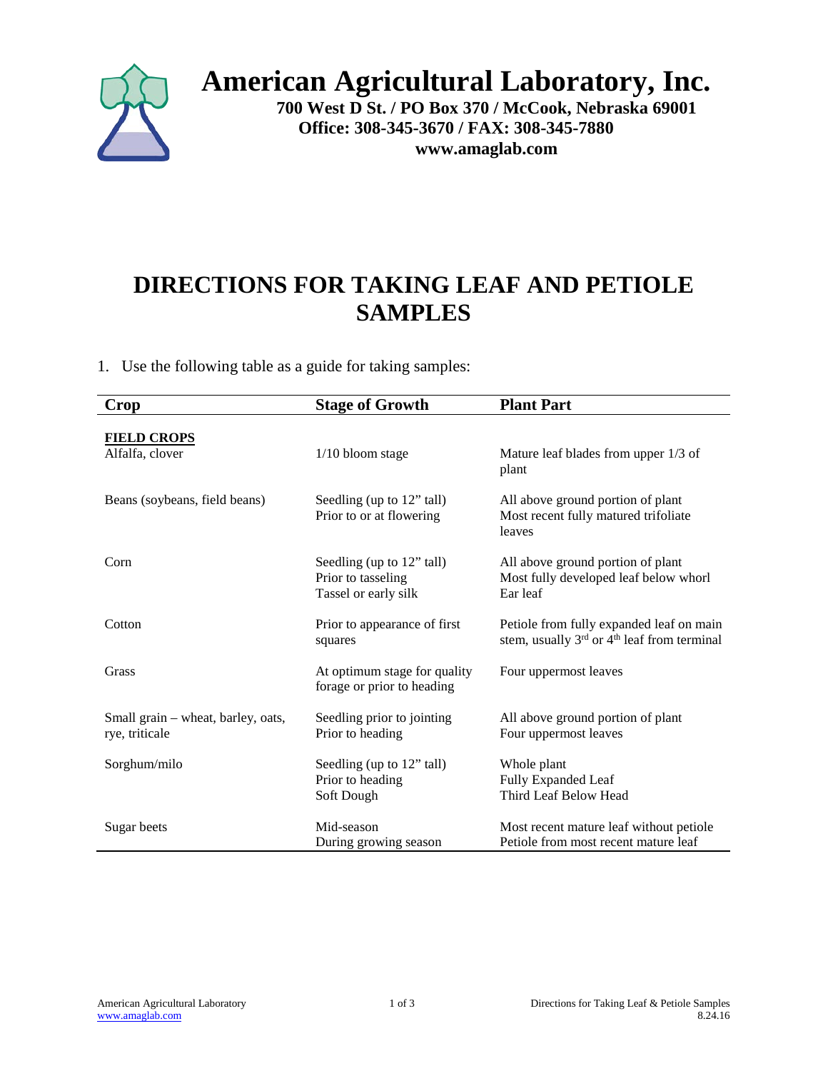# American Agricultural Laboratory, Inc.

**700 West D St. / PO Box 370 / McCook, Nebraska 69001**
**Office: 308-345-3670 / FAX: 308-345-7880**
**www.amaglab.com**

## DIRECTIONS FOR TAKING LEAF AND PETIOLE SAMPLES

1. Use the following table as a guide for taking samples:

| Crop | Stage of Growth | Plant Part |
|---|---|---|
| **FIELD CROPS** | | |
| Alfalfa, clover | 1/10 bloom stage | Mature leaf blades from upper 1/3 of plant |
| Beans (soybeans, field beans) | Seedling (up to 12" tall)<br>Prior to or at flowering | All above ground portion of plant<br>Most recent fully matured trifoliate leaves |
| Corn | Seedling (up to 12" tall)<br>Prior to tasseling<br>Tassel or early silk | All above ground portion of plant<br>Most fully developed leaf below whorl<br>Ear leaf |
| Cotton | Prior to appearance of first squares | Petiole from fully expanded leaf on main stem, usually 3rd or 4th leaf from terminal |
| Grass | At optimum stage for quality forage or prior to heading | Four uppermost leaves |
| Small grain – wheat, barley, oats, rye, triticale | Seedling prior to jointing<br>Prior to heading | All above ground portion of plant<br>Four uppermost leaves |
| Sorghum/milo | Seedling (up to 12" tall)<br>Prior to heading<br>Soft Dough | Whole plant<br>Fully Expanded Leaf<br>Third Leaf Below Head |
| Sugar beets | Mid-season<br>During growing season | Most recent mature leaf without petiole<br>Petiole from most recent mature leaf |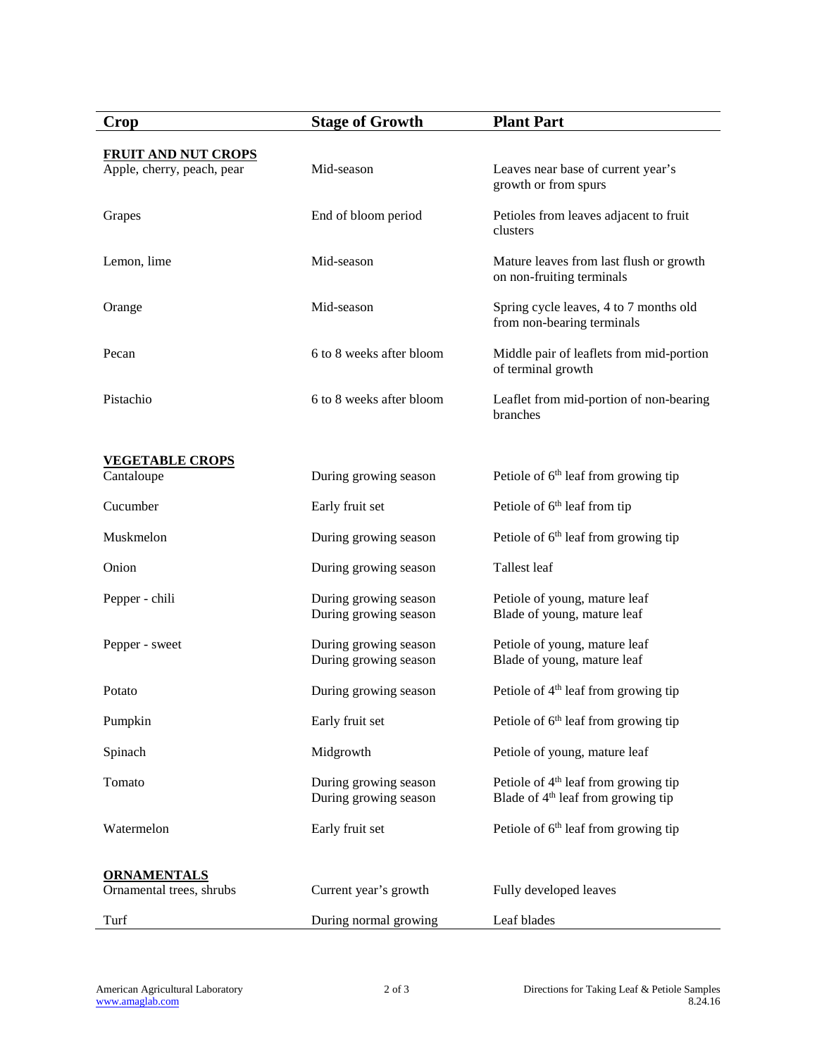| Crop | Stage of Growth | Plant Part |
|---|---|---|
| **FRUIT AND NUT CROPS** | | |
| Apple, cherry, peach, pear | Mid-season | Leaves near base of current year's growth or from spurs |
| Grapes | End of bloom period | Petioles from leaves adjacent to fruit clusters |
| Lemon, lime | Mid-season | Mature leaves from last flush or growth on non-fruiting terminals |
| Orange | Mid-season | Spring cycle leaves, 4 to 7 months old from non-bearing terminals |
| Pecan | 6 to 8 weeks after bloom | Middle pair of leaflets from mid-portion of terminal growth |
| Pistachio | 6 to 8 weeks after bloom | Leaflet from mid-portion of non-bearing branches |
| **VEGETABLE CROPS** | | |
| Cantaloupe | During growing season | Petiole of 6th leaf from growing tip |
| Cucumber | Early fruit set | Petiole of 6th leaf from tip |
| Muskmelon | During growing season | Petiole of 6th leaf from growing tip |
| Onion | During growing season | Tallest leaf |
| Pepper - chili | During growing season<br>During growing season | Petiole of young, mature leaf<br>Blade of young, mature leaf |
| Pepper - sweet | During growing season<br>During growing season | Petiole of young, mature leaf<br>Blade of young, mature leaf |
| Potato | During growing season | Petiole of 4th leaf from growing tip |
| Pumpkin | Early fruit set | Petiole of 6th leaf from growing tip |
| Spinach | Midgrowth | Petiole of young, mature leaf |
| Tomato | During growing season<br>During growing season | Petiole of 4th leaf from growing tip<br>Blade of 4th leaf from growing tip |
| Watermelon | Early fruit set | Petiole of 6th leaf from growing tip |
| **ORNAMENTALS** | | |
| Ornamental trees, shrubs | Current year's growth | Fully developed leaves |
| Turf | During normal growing | Leaf blades |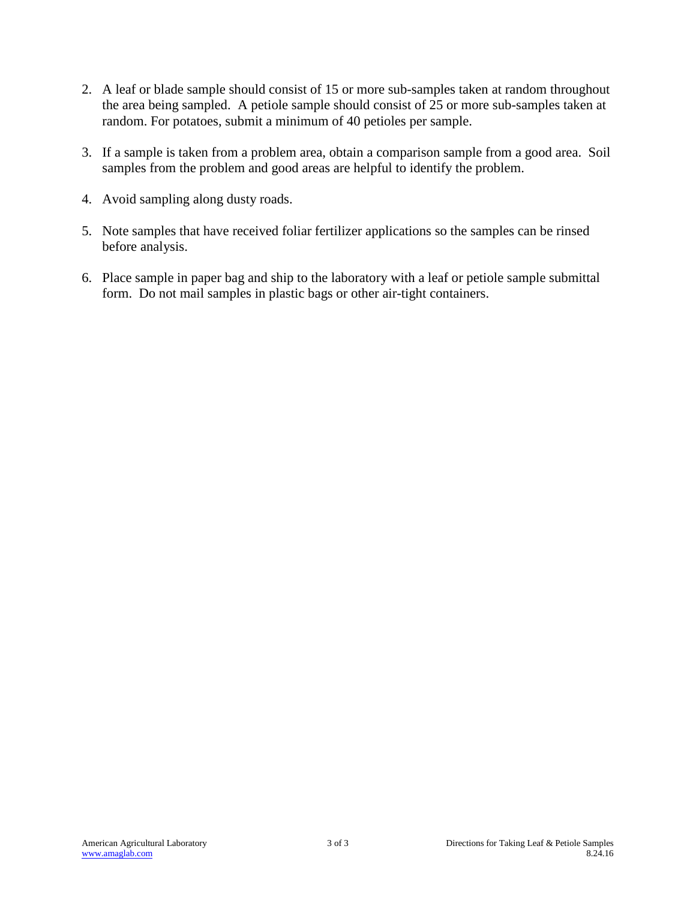2. A leaf or blade sample should consist of 15 or more sub-samples taken at random throughout the area being sampled. A petiole sample should consist of 25 or more sub-samples taken at random. For potatoes, submit a minimum of 40 petioles per sample.

3. If a sample is taken from a problem area, obtain a comparison sample from a good area. Soil samples from the problem and good areas are helpful to identify the problem.

4. Avoid sampling along dusty roads.

5. Note samples that have received foliar fertilizer applications so the samples can be rinsed before analysis.

6. Place sample in paper bag and ship to the laboratory with a leaf or petiole sample submittal form. Do not mail samples in plastic bags or other air-tight containers.